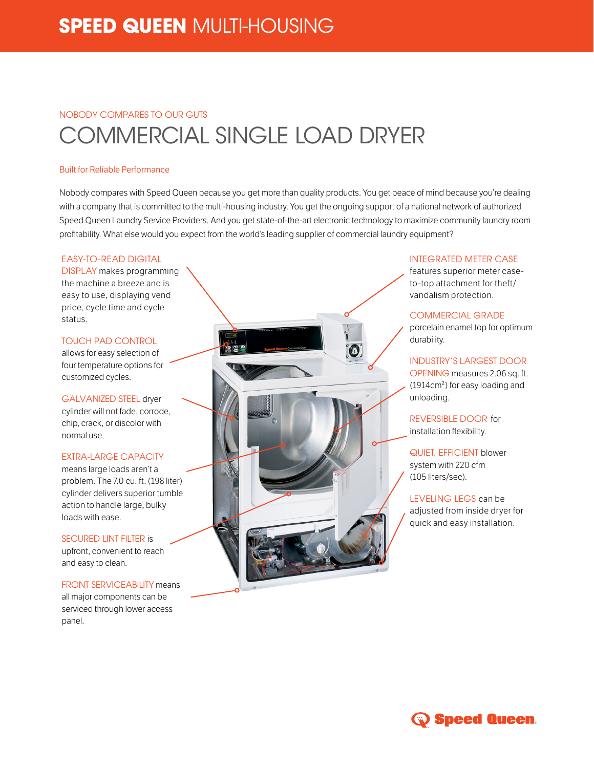# SPEED QUEEN MULTI-HOUSING

NOBODY COMPARES TO OUR GUTS

## COMMERCIAL SINGLE LOAD DRYER

### Built for Reliable Performance

Nobody compares with Speed Queen because you get more than quality products. You get peace of mind because you're dealing with a company that is committed to the multi-housing industry. You get the ongoing support of a national network of authorized Speed Queen Laundry Service Providers. And you get state-of-the-art electronic technology to maximize community laundry room profitability. What else would you expect from the world's leading supplier of commercial laundry equipment?

EASY-TO-READ DIGITAL DISPLAY makes programming the machine a breeze and is easy to use, displaying vend price, cycle time and cycle status.

TOUCH PAD CONTROL allows for easy selection of four temperature options for customized cycles.

GALVANIZED STEEL dryer cylinder will not fade, corrode, chip, crack, or discolor with normal use.

EXTRA-LARGE CAPACITY means large loads aren't a problem. The 7.0 cu. ft. (198 liter) cylinder delivers superior tumble action to handle large, bulky loads with ease.

SECURED LINT FILTER is upfront, convenient to reach and easy to clean.

FRONT SERVICEABILITY means all major components can be serviced through lower access panel.

INTEGRATED METER CASE features superior meter case-to-top attachment for theft/vandalism protection.

COMMERCIAL GRADE porcelain enamel top for optimum durability.

INDUSTRY'S LARGEST DOOR OPENING measures 2.06 sq. ft. (1914cm²) for easy loading and unloading.

REVERSIBLE DOOR for installation flexibility.

QUIET, EFFICIENT blower system with 220 cfm (105 liters/sec).

LEVELING LEGS can be adjusted from inside dryer for quick and easy installation.

Speed Queen.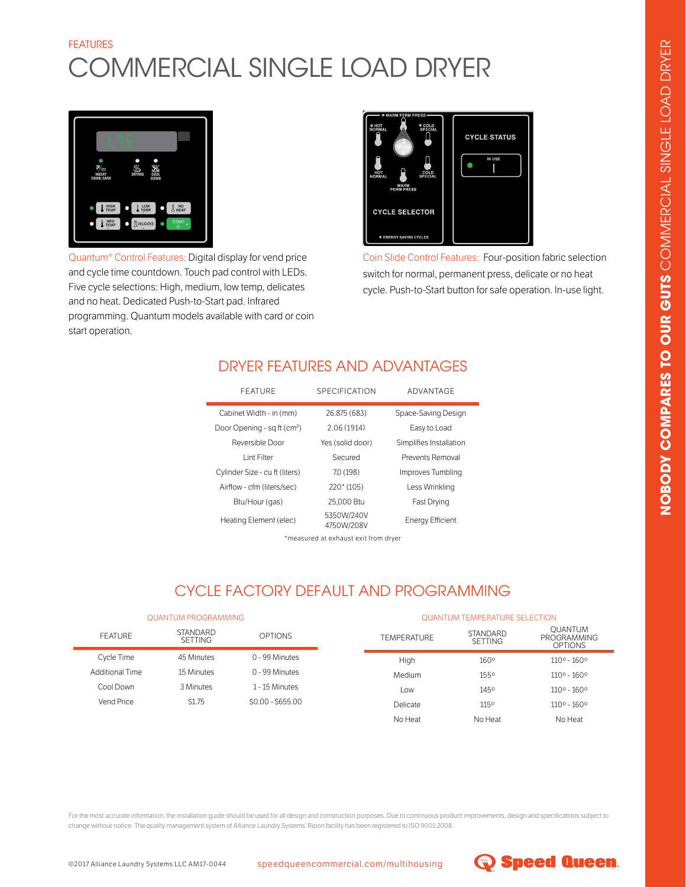FEATURES

# COMMERCIAL SINGLE LOAD DRYER

Quantum® Control Features: Digital display for vend price and cycle time countdown. Touch pad control with LEDs. Five cycle selections: High, medium, low temp, delicates and no heat. Dedicated Push-to-Start pad. Infrared programming. Quantum models available with card or coin start operation.

Coin Slide Control Features: Four-position fabric selection switch for normal, permanent press, delicate or no heat cycle. Push-to-Start button for safe operation. In-use light.

## DRYER FEATURES AND ADVANTAGES

| FEATURE | SPECIFICATION | ADVANTAGE |
|---|---|---|
| Cabinet Width - in (mm) | 26.875 (683) | Space-Saving Design |
| Door Opening - sq ft ($cm^2$) | 2.06 (1914) | Easy to Load |
| Reversible Door | Yes (solid door) | Simplifies Installation |
| Lint Filter | Secured | Prevents Removal |
| Cylinder Size - cu ft (liters) | 7.0 (198) | Improves Tumbling |
| Airflow - cfm (liters/sec) | 220* (105) | Less Wrinkling |
| Btu/Hour (gas) | 25,000 Btu | Fast Drying |
| Heating Element (elec) | 5350W/240V 4750W/208V | Energy Efficient |

*measured at exhaust exit from dryer

## CYCLE FACTORY DEFAULT AND PROGRAMMING

### QUANTUM PROGRAMMING

| FEATURE | STANDARD SETTING | OPTIONS |
|---|---|---|
| Cycle Time | 45 Minutes | 0 - 99 Minutes |
| Additional Time | 15 Minutes | 0 - 99 Minutes |
| Cool Down | 3 Minutes | 1 - 15 Minutes |
| Vend Price | $1.75 | $0.00 - $655.00 |

### QUANTUM TEMPERATURE SELECTION

| TEMPERATURE | STANDARD SETTING | QUANTUM PROGRAMMING OPTIONS |
|---|---|---|
| High | 160° | 110° - 160° |
| Medium | 155° | 110° - 160° |
| Low | 145° | 110° - 160° |
| Delicate | 115° | 110° - 160° |
| No Heat | No Heat | No Heat |

For the most accurate information, the installation guide should be used for all design and construction purposes. Due to continuous product improvements, design and specifications subject to change without notice. The quality management system of Alliance Laundry Systems' Ripon facility has been registered to ISO 9001:2008.

©2017 Alliance Laundry Systems LLC AM17-0044

speedqueencommercial.com/multihousing

Speed Queen.

NOBODY COMPARES TO OUR GUTS COMMERCIAL SINGLE LOAD DRYER